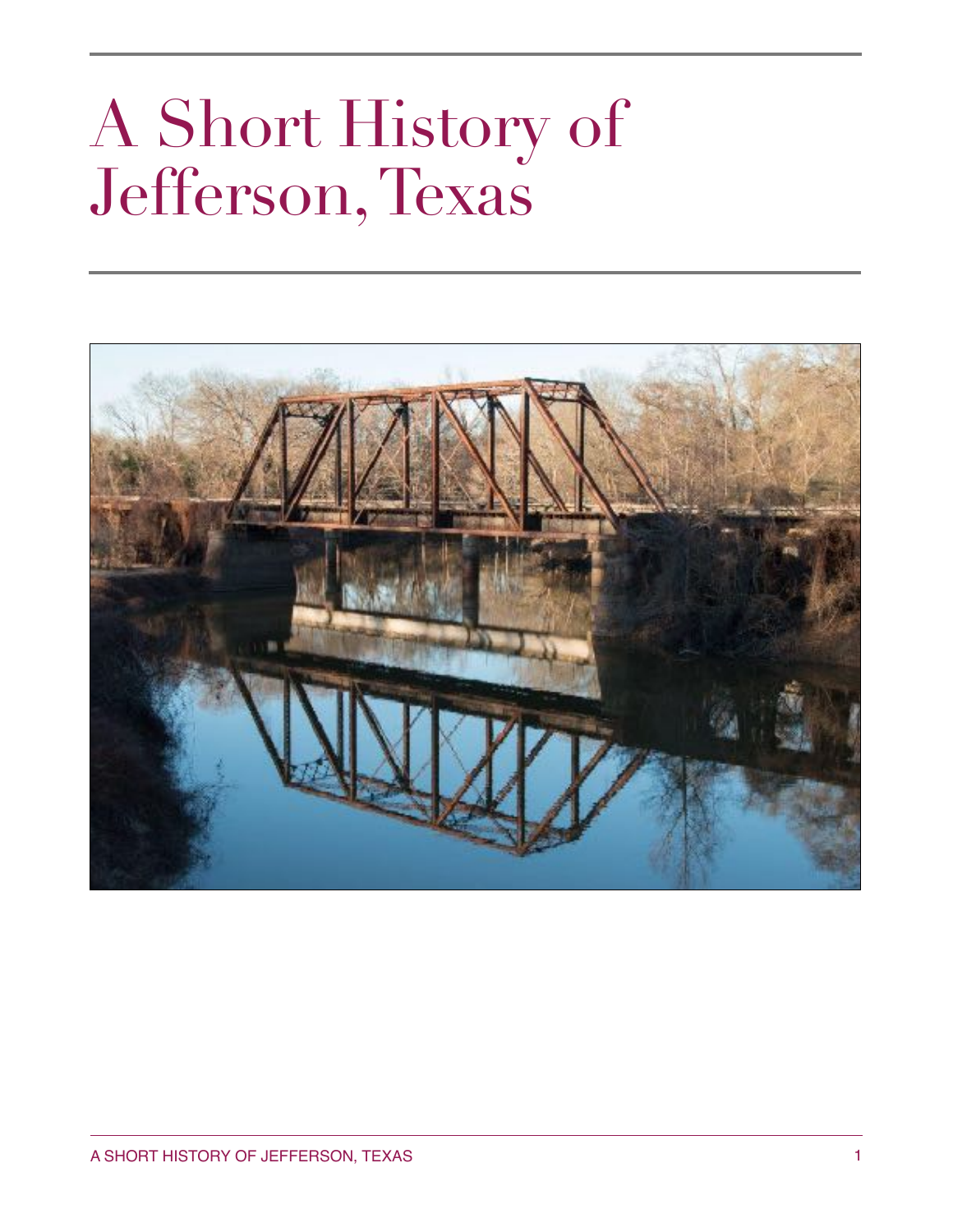# A Short History of Jefferson, Texas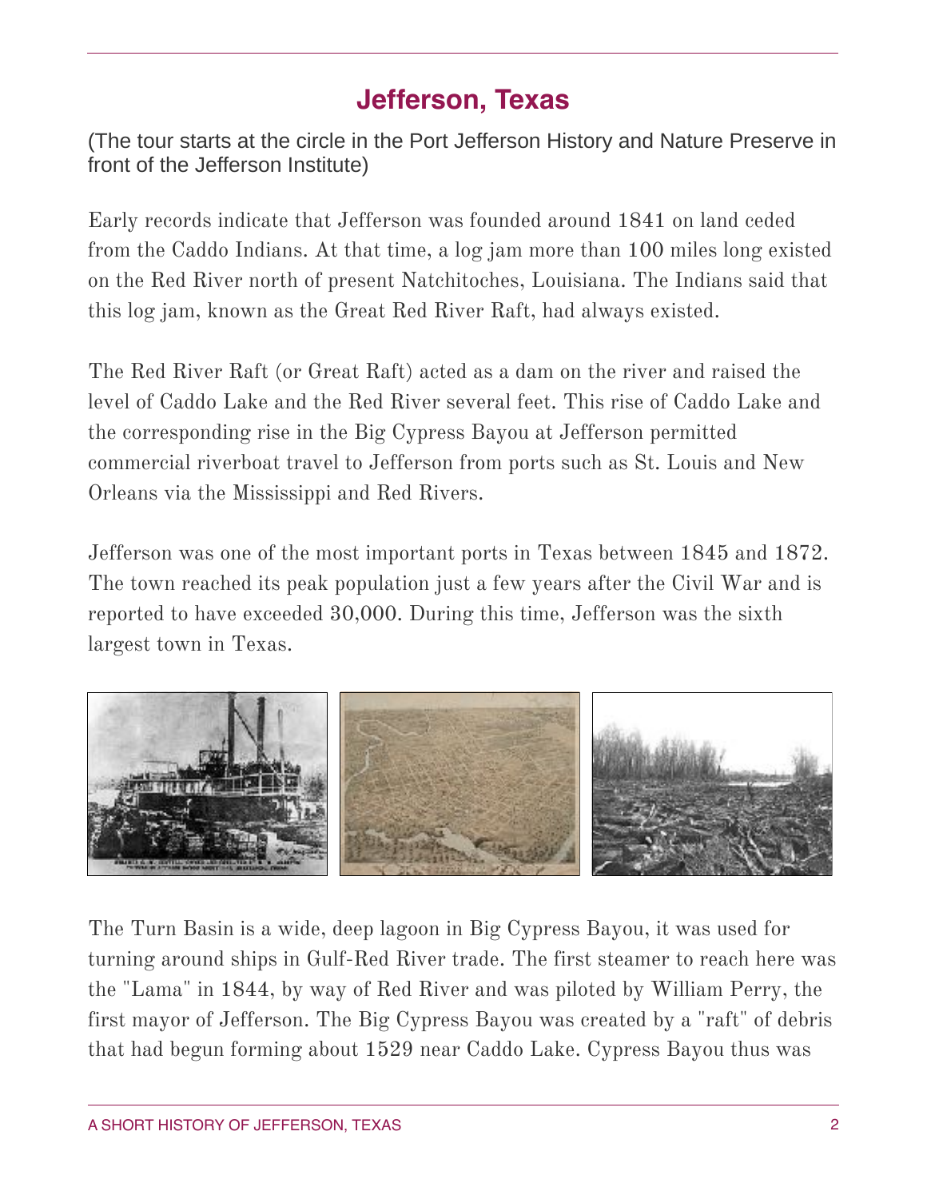# Jefferson, Texas

(The tour starts at the circle in the Port Jefferson History and Nature Preserve in front of the Jefferson Institute)

Early records indicate that Jefferson was founded around 1841 on land ceded from the Caddo Indians. At that time, a log jam more than 100 miles long existed on the Red River north of present Natchitoches, Louisiana. The Indians said that this log jam, known as the Great Red River Raft, had always existed.

The Red River Raft (or Great Raft) acted as a dam on the river and raised the level of Caddo Lake and the Red River several feet. This rise of Caddo Lake and the corresponding rise in the Big Cypress Bayou at Jefferson permitted commercial riverboat travel to Jefferson from ports such as St. Louis and New Orleans via the Mississippi and Red Rivers.

Jefferson was one of the most important ports in Texas between 1845 and 1872. The town reached its peak population just a few years after the Civil War and is reported to have exceeded 30,000. During this time, Jefferson was the sixth largest town in Texas.

The Turn Basin is a wide, deep lagoon in Big Cypress Bayou, it was used for turning around ships in Gulf-Red River trade. The first steamer to reach here was the "Lama" in 1844, by way of Red River and was piloted by William Perry, the first mayor of Jefferson. The Big Cypress Bayou was created by a "raft" of debris that had begun forming about 1529 near Caddo Lake. Cypress Bayou thus was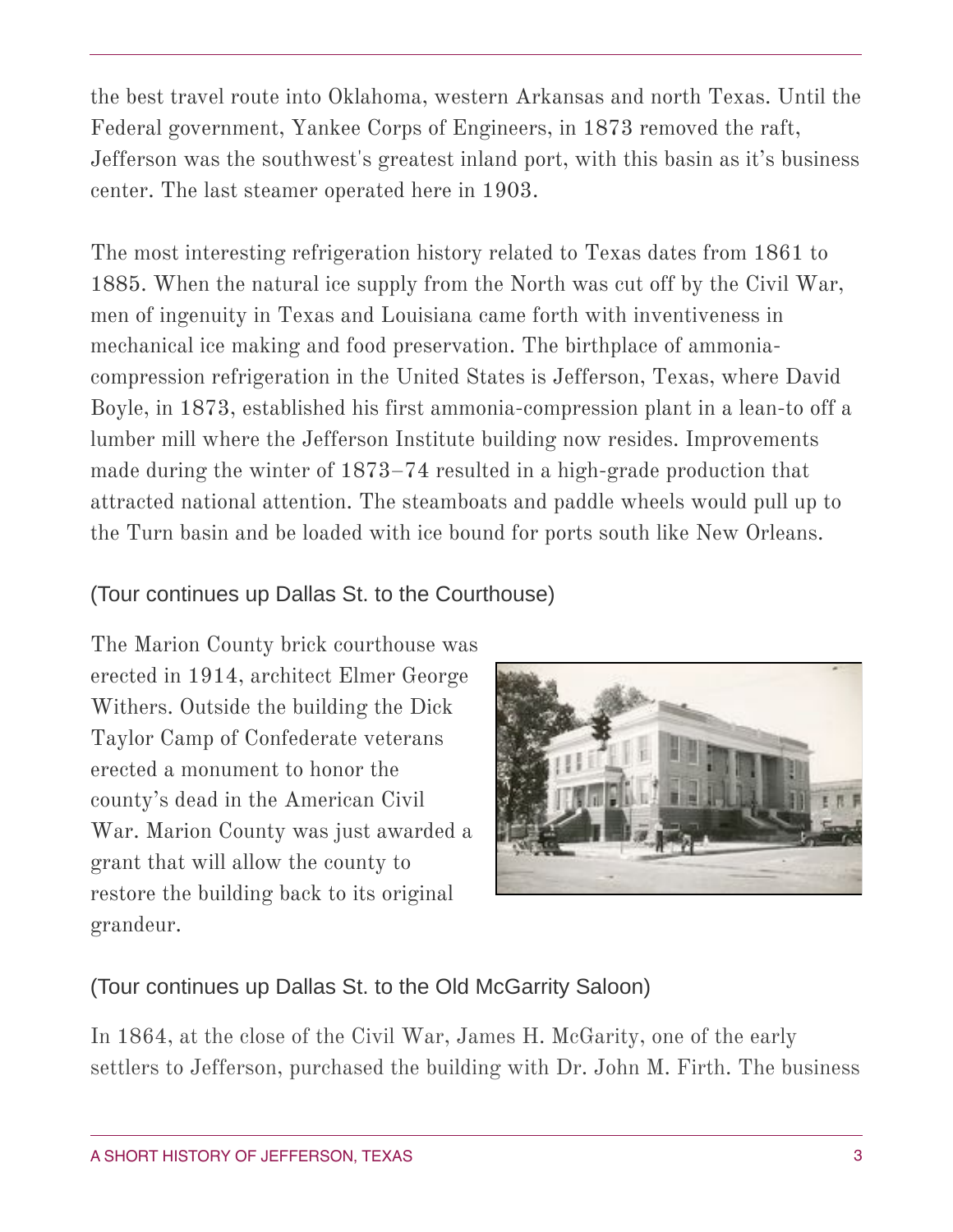the best travel route into Oklahoma, western Arkansas and north Texas. Until the Federal government, Yankee Corps of Engineers, in 1873 removed the raft, Jefferson was the southwest's greatest inland port, with this basin as it's business center. The last steamer operated here in 1903.

The most interesting refrigeration history related to Texas dates from 1861 to 1885. When the natural ice supply from the North was cut off by the Civil War, men of ingenuity in Texas and Louisiana came forth with inventiveness in mechanical ice making and food preservation. The birthplace of ammonia-compression refrigeration in the United States is Jefferson, Texas, where David Boyle, in 1873, established his first ammonia-compression plant in a lean-to off a lumber mill where the Jefferson Institute building now resides. Improvements made during the winter of 1873–74 resulted in a high-grade production that attracted national attention. The steamboats and paddle wheels would pull up to the Turn basin and be loaded with ice bound for ports south like New Orleans.

(Tour continues up Dallas St. to the Courthouse)

The Marion County brick courthouse was erected in 1914, architect Elmer George Withers. Outside the building the Dick Taylor Camp of Confederate veterans erected a monument to honor the county's dead in the American Civil War. Marion County was just awarded a grant that will allow the county to restore the building back to its original grandeur.

(Tour continues up Dallas St. to the Old McGarrity Saloon)

In 1864, at the close of the Civil War, James H. McGarity, one of the early settlers to Jefferson, purchased the building with Dr. John M. Firth. The business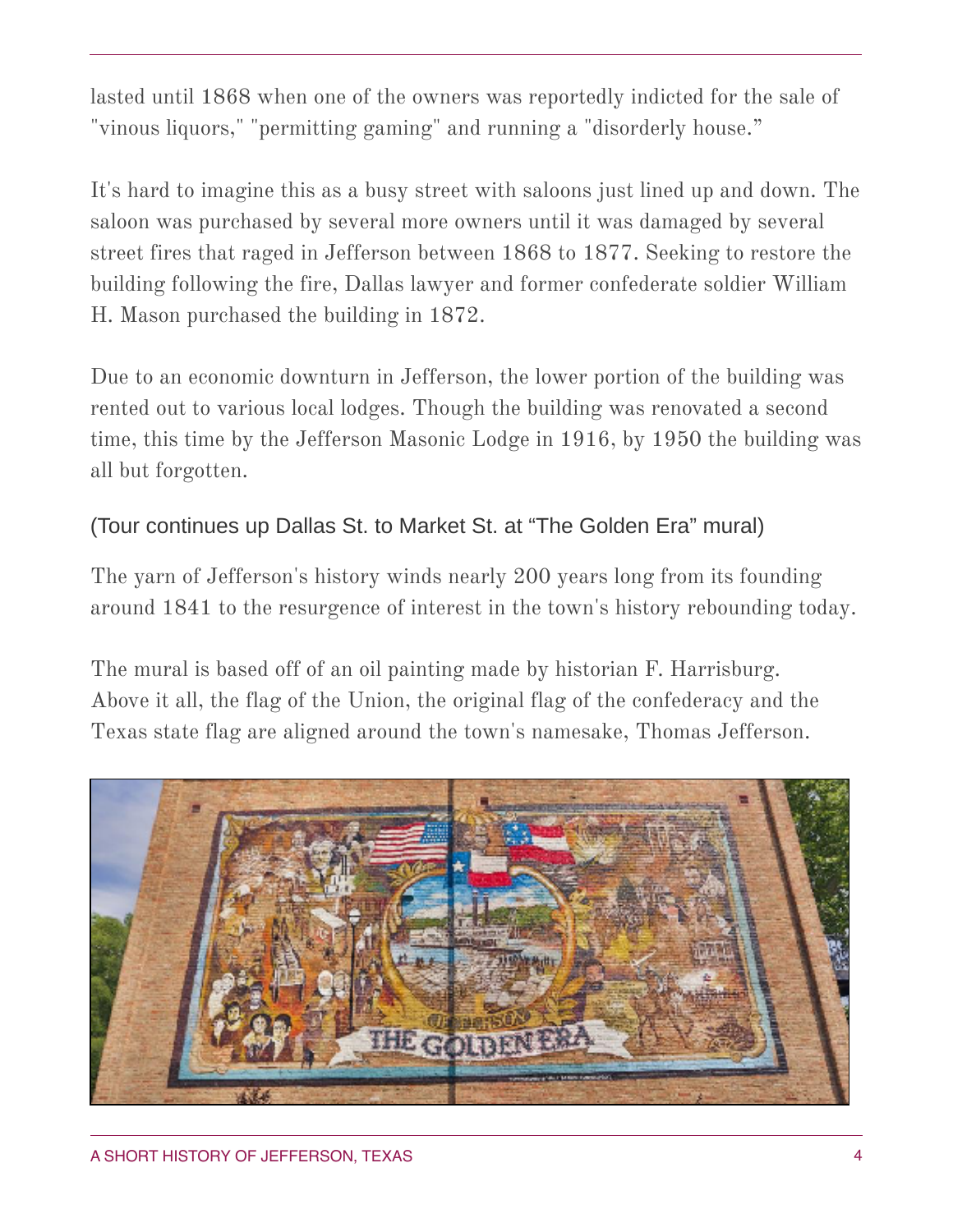lasted until 1868 when one of the owners was reportedly indicted for the sale of "vinous liquors," "permitting gaming" and running a "disorderly house."

It's hard to imagine this as a busy street with saloons just lined up and down. The saloon was purchased by several more owners until it was damaged by several street fires that raged in Jefferson between 1868 to 1877. Seeking to restore the building following the fire, Dallas lawyer and former confederate soldier William H. Mason purchased the building in 1872.

Due to an economic downturn in Jefferson, the lower portion of the building was rented out to various local lodges. Though the building was renovated a second time, this time by the Jefferson Masonic Lodge in 1916, by 1950 the building was all but forgotten.

(Tour continues up Dallas St. to Market St. at "The Golden Era" mural)

The yarn of Jefferson's history winds nearly 200 years long from its founding around 1841 to the resurgence of interest in the town's history rebounding today.

The mural is based off of an oil painting made by historian F. Harrisburg. Above it all, the flag of the Union, the original flag of the confederacy and the Texas state flag are aligned around the town's namesake, Thomas Jefferson.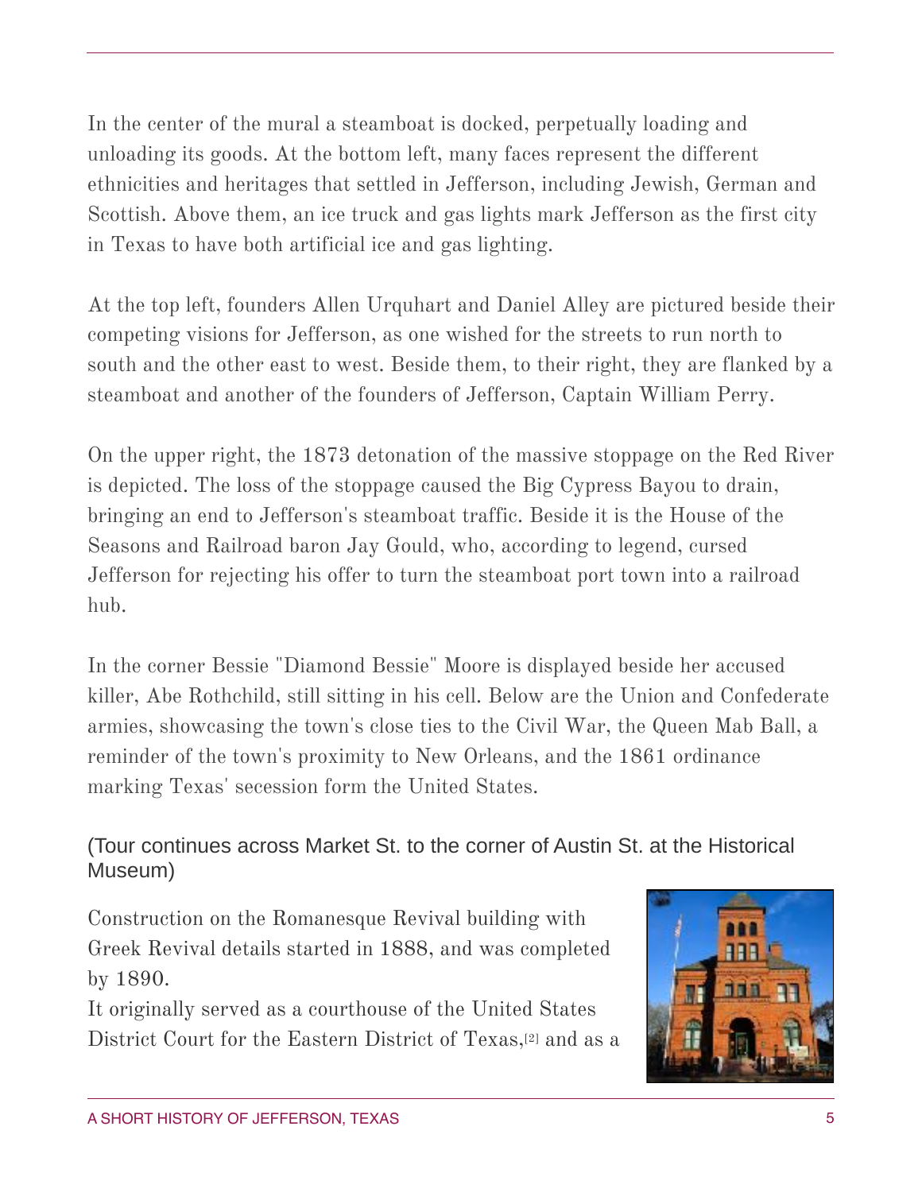In the center of the mural a steamboat is docked, perpetually loading and unloading its goods. At the bottom left, many faces represent the different ethnicities and heritages that settled in Jefferson, including Jewish, German and Scottish. Above them, an ice truck and gas lights mark Jefferson as the first city in Texas to have both artificial ice and gas lighting.

At the top left, founders Allen Urquhart and Daniel Alley are pictured beside their competing visions for Jefferson, as one wished for the streets to run north to south and the other east to west. Beside them, to their right, they are flanked by a steamboat and another of the founders of Jefferson, Captain William Perry.

On the upper right, the 1873 detonation of the massive stoppage on the Red River is depicted. The loss of the stoppage caused the Big Cypress Bayou to drain, bringing an end to Jefferson's steamboat traffic. Beside it is the House of the Seasons and Railroad baron Jay Gould, who, according to legend, cursed Jefferson for rejecting his offer to turn the steamboat port town into a railroad hub.

In the corner Bessie "Diamond Bessie" Moore is displayed beside her accused killer, Abe Rothchild, still sitting in his cell. Below are the Union and Confederate armies, showcasing the town's close ties to the Civil War, the Queen Mab Ball, a reminder of the town's proximity to New Orleans, and the 1861 ordinance marking Texas' secession form the United States.

(Tour continues across Market St. to the corner of Austin St. at the Historical Museum)

Construction on the Romanesque Revival building with Greek Revival details started in 1888, and was completed by 1890.

It originally served as a courthouse of the United States District Court for the Eastern District of Texas,[2] and as a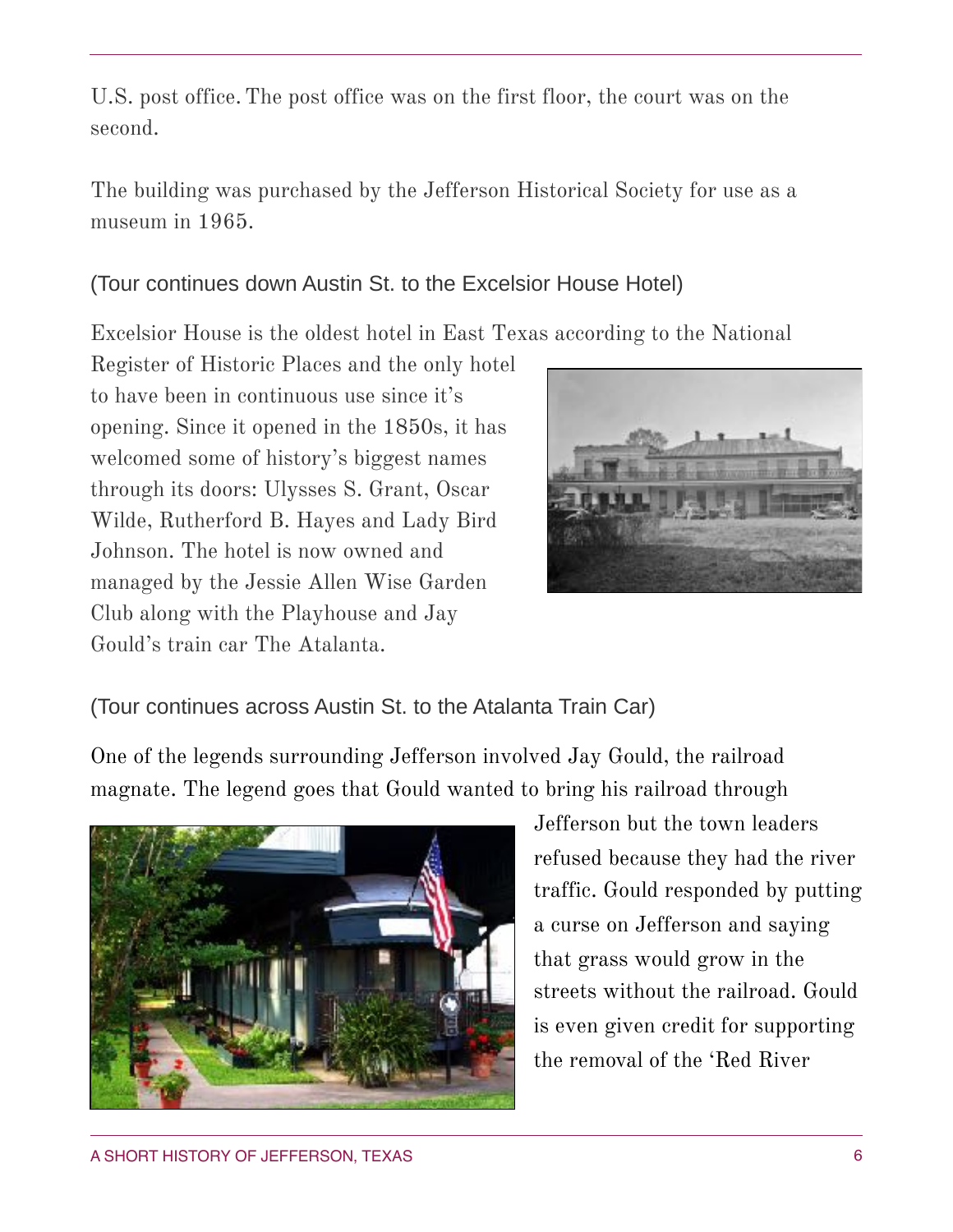U.S. post office. The post office was on the first floor, the court was on the second.

The building was purchased by the Jefferson Historical Society for use as a museum in 1965.

(Tour continues down Austin St. to the Excelsior House Hotel)

Excelsior House is the oldest hotel in East Texas according to the National Register of Historic Places and the only hotel to have been in continuous use since it's opening. Since it opened in the 1850s, it has welcomed some of history's biggest names through its doors: Ulysses S. Grant, Oscar Wilde, Rutherford B. Hayes and Lady Bird Johnson. The hotel is now owned and managed by the Jessie Allen Wise Garden Club along with the Playhouse and Jay Gould's train car The Atalanta.

(Tour continues across Austin St. to the Atalanta Train Car)

One of the legends surrounding Jefferson involved Jay Gould, the railroad magnate. The legend goes that Gould wanted to bring his railroad through Jefferson but the town leaders refused because they had the river traffic. Gould responded by putting a curse on Jefferson and saying that grass would grow in the streets without the railroad. Gould is even given credit for supporting the removal of the 'Red River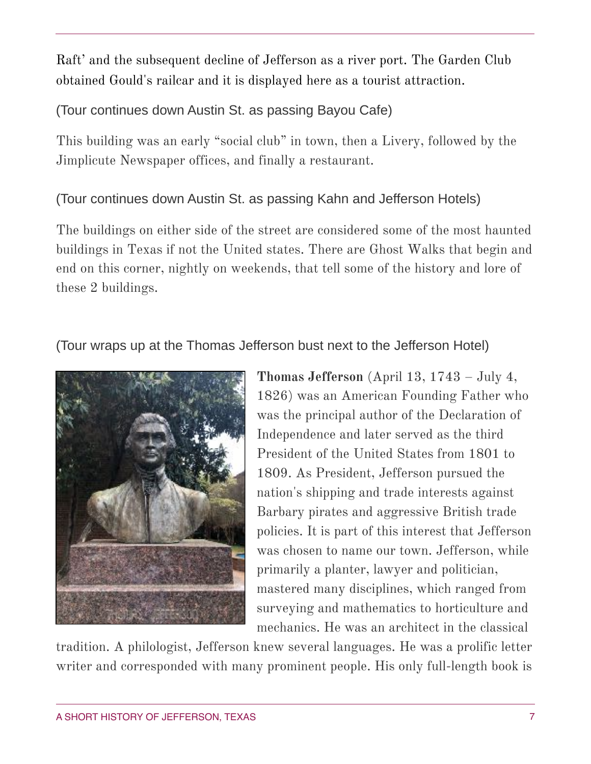Raft' and the subsequent decline of Jefferson as a river port. The Garden Club obtained Gould's railcar and it is displayed here as a tourist attraction.

(Tour continues down Austin St. as passing Bayou Cafe)

This building was an early "social club" in town, then a Livery, followed by the Jimplicute Newspaper offices, and finally a restaurant.

(Tour continues down Austin St. as passing Kahn and Jefferson Hotels)

The buildings on either side of the street are considered some of the most haunted buildings in Texas if not the United states. There are Ghost Walks that begin and end on this corner, nightly on weekends, that tell some of the history and lore of these 2 buildings.

(Tour wraps up at the Thomas Jefferson bust next to the Jefferson Hotel)

**Thomas Jefferson** (April 13, 1743 – July 4, 1826) was an American Founding Father who was the principal author of the Declaration of Independence and later served as the third President of the United States from 1801 to 1809. As President, Jefferson pursued the nation's shipping and trade interests against Barbary pirates and aggressive British trade policies. It is part of this interest that Jefferson was chosen to name our town. Jefferson, while primarily a planter, lawyer and politician, mastered many disciplines, which ranged from surveying and mathematics to horticulture and mechanics. He was an architect in the classical tradition. A philologist, Jefferson knew several languages. He was a prolific letter writer and corresponded with many prominent people. His only full-length book is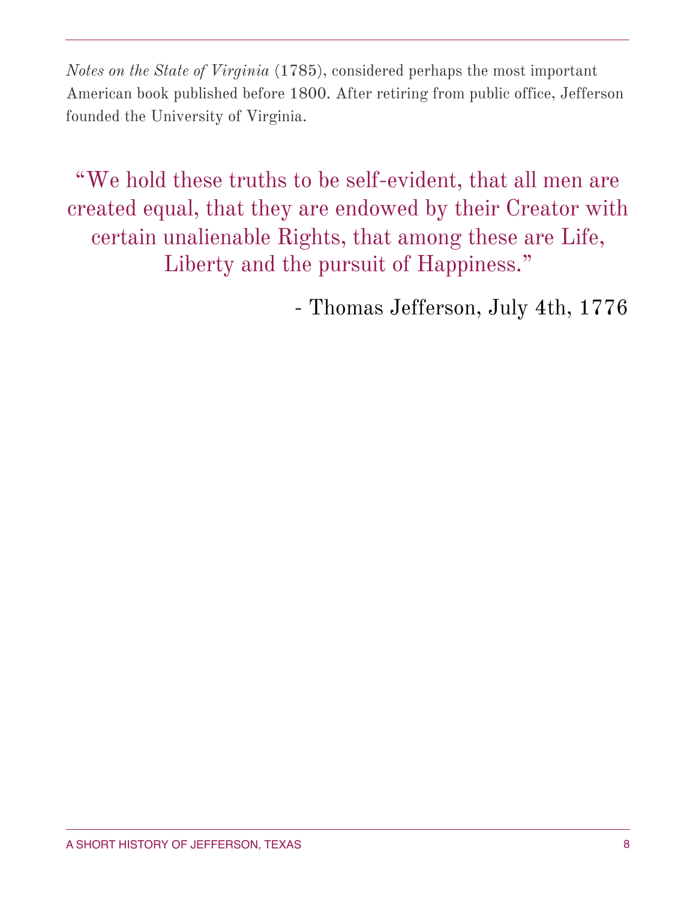*Notes on the State of Virginia* (1785), considered perhaps the most important American book published before 1800. After retiring from public office, Jefferson founded the University of Virginia.

> "We hold these truths to be self-evident, that all men are created equal, that they are endowed by their Creator with certain unalienable Rights, that among these are Life, Liberty and the pursuit of Happiness."
>
> \- Thomas Jefferson, July 4th, 1776